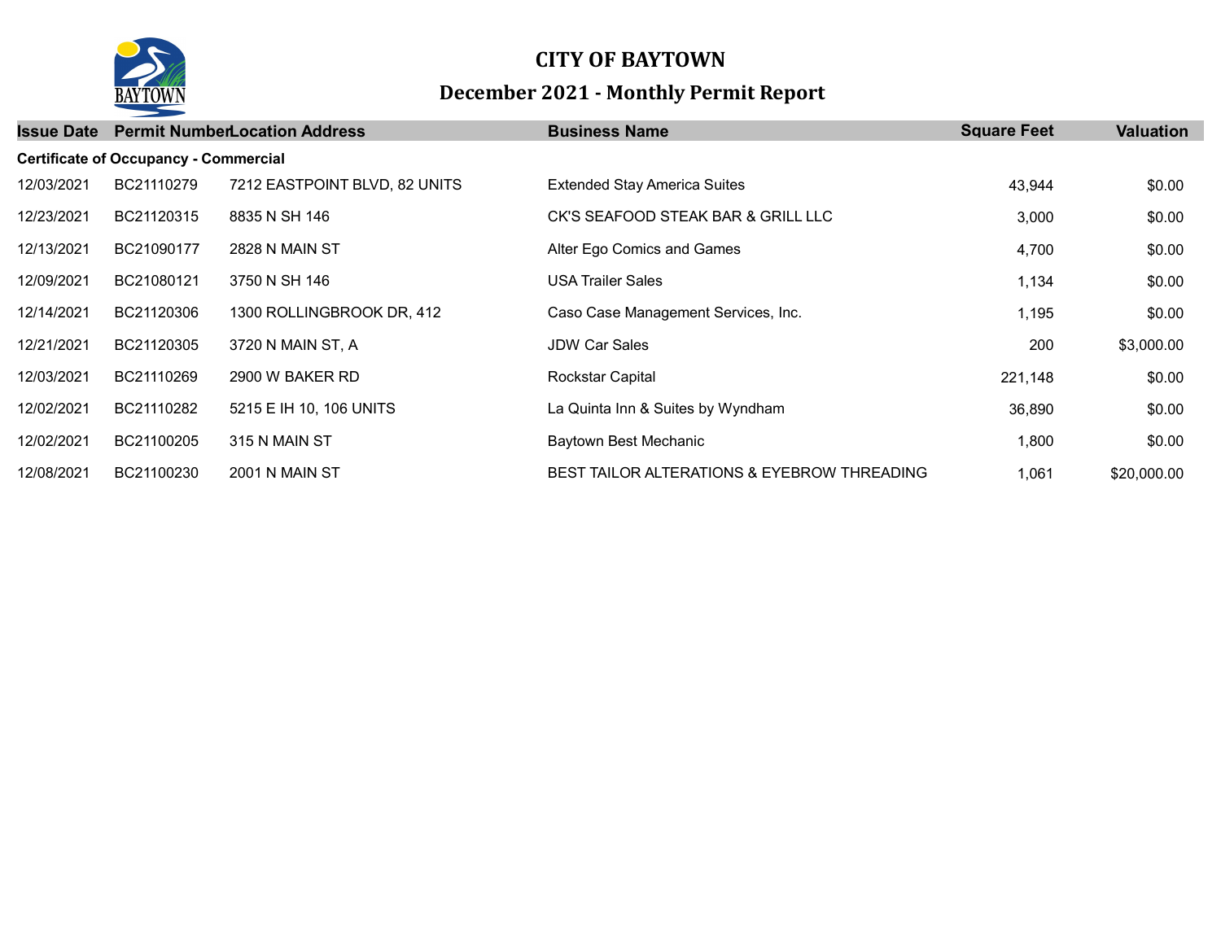# CITY OF BAYTOWN

## December 2021 - Monthly Permit Report

| Issue Date | Permit Number | Location Address | Business Name | Square Feet | Valuation |
|---|---|---|---|---|---|
| **Certificate of Occupancy - Commercial** | | | | | |
| 12/03/2021 | BC21110279 | 7212 EASTPOINT BLVD, 82 UNITS | Extended Stay America Suites | 43,944 | $0.00 |
| 12/23/2021 | BC21120315 | 8835 N SH 146 | CK'S SEAFOOD STEAK BAR & GRILL LLC | 3,000 | $0.00 |
| 12/13/2021 | BC21090177 | 2828 N MAIN ST | Alter Ego Comics and Games | 4,700 | $0.00 |
| 12/09/2021 | BC21080121 | 3750 N SH 146 | USA Trailer Sales | 1,134 | $0.00 |
| 12/14/2021 | BC21120306 | 1300 ROLLINGBROOK DR, 412 | Caso Case Management Services, Inc. | 1,195 | $0.00 |
| 12/21/2021 | BC21120305 | 3720 N MAIN ST, A | JDW Car Sales | 200 | $3,000.00 |
| 12/03/2021 | BC21110269 | 2900 W BAKER RD | Rockstar Capital | 221,148 | $0.00 |
| 12/02/2021 | BC21110282 | 5215 E IH 10, 106 UNITS | La Quinta Inn & Suites by Wyndham | 36,890 | $0.00 |
| 12/02/2021 | BC21100205 | 315 N MAIN ST | Baytown Best Mechanic | 1,800 | $0.00 |
| 12/08/2021 | BC21100230 | 2001 N MAIN ST | BEST TAILOR ALTERATIONS & EYEBROW THREADING | 1,061 | $20,000.00 |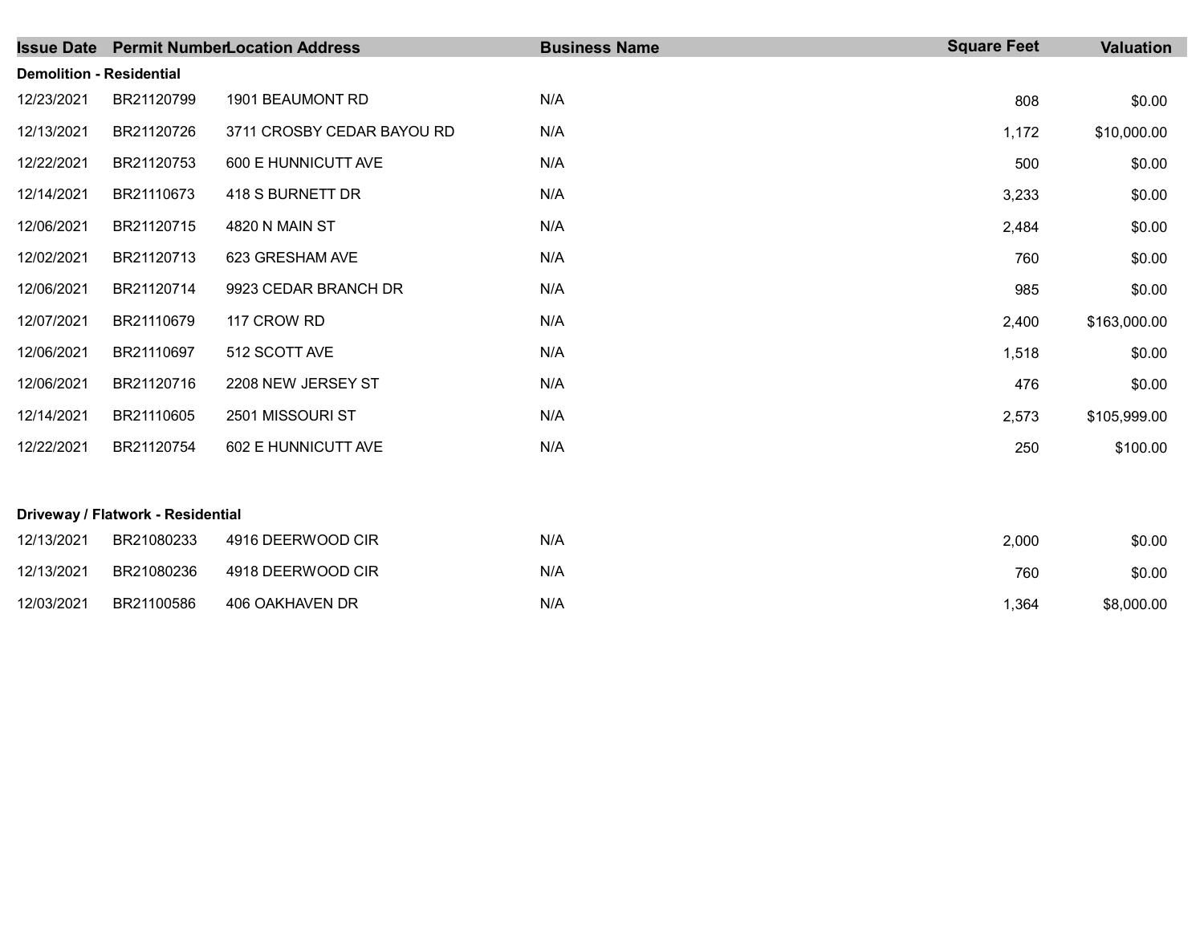| Issue Date | Permit Number | Location Address | Business Name | Square Feet | Valuation |
|---|---|---|---|---|---|
| **Demolition - Residential** | | | | | |
| 12/23/2021 | BR21120799 | 1901 BEAUMONT RD | N/A | 808 | $0.00 |
| 12/13/2021 | BR21120726 | 3711 CROSBY CEDAR BAYOU RD | N/A | 1,172 | $10,000.00 |
| 12/22/2021 | BR21120753 | 600 E HUNNICUTT AVE | N/A | 500 | $0.00 |
| 12/14/2021 | BR21110673 | 418 S BURNETT DR | N/A | 3,233 | $0.00 |
| 12/06/2021 | BR21120715 | 4820 N MAIN ST | N/A | 2,484 | $0.00 |
| 12/02/2021 | BR21120713 | 623 GRESHAM AVE | N/A | 760 | $0.00 |
| 12/06/2021 | BR21120714 | 9923 CEDAR BRANCH DR | N/A | 985 | $0.00 |
| 12/07/2021 | BR21110679 | 117 CROW RD | N/A | 2,400 | $163,000.00 |
| 12/06/2021 | BR21110697 | 512 SCOTT AVE | N/A | 1,518 | $0.00 |
| 12/06/2021 | BR21120716 | 2208 NEW JERSEY ST | N/A | 476 | $0.00 |
| 12/14/2021 | BR21110605 | 2501 MISSOURI ST | N/A | 2,573 | $105,999.00 |
| 12/22/2021 | BR21120754 | 602 E HUNNICUTT AVE | N/A | 250 | $100.00 |
| **Driveway / Flatwork - Residential** | | | | | |
| 12/13/2021 | BR21080233 | 4916 DEERWOOD CIR | N/A | 2,000 | $0.00 |
| 12/13/2021 | BR21080236 | 4918 DEERWOOD CIR | N/A | 760 | $0.00 |
| 12/03/2021 | BR21100586 | 406 OAKHAVEN DR | N/A | 1,364 | $8,000.00 |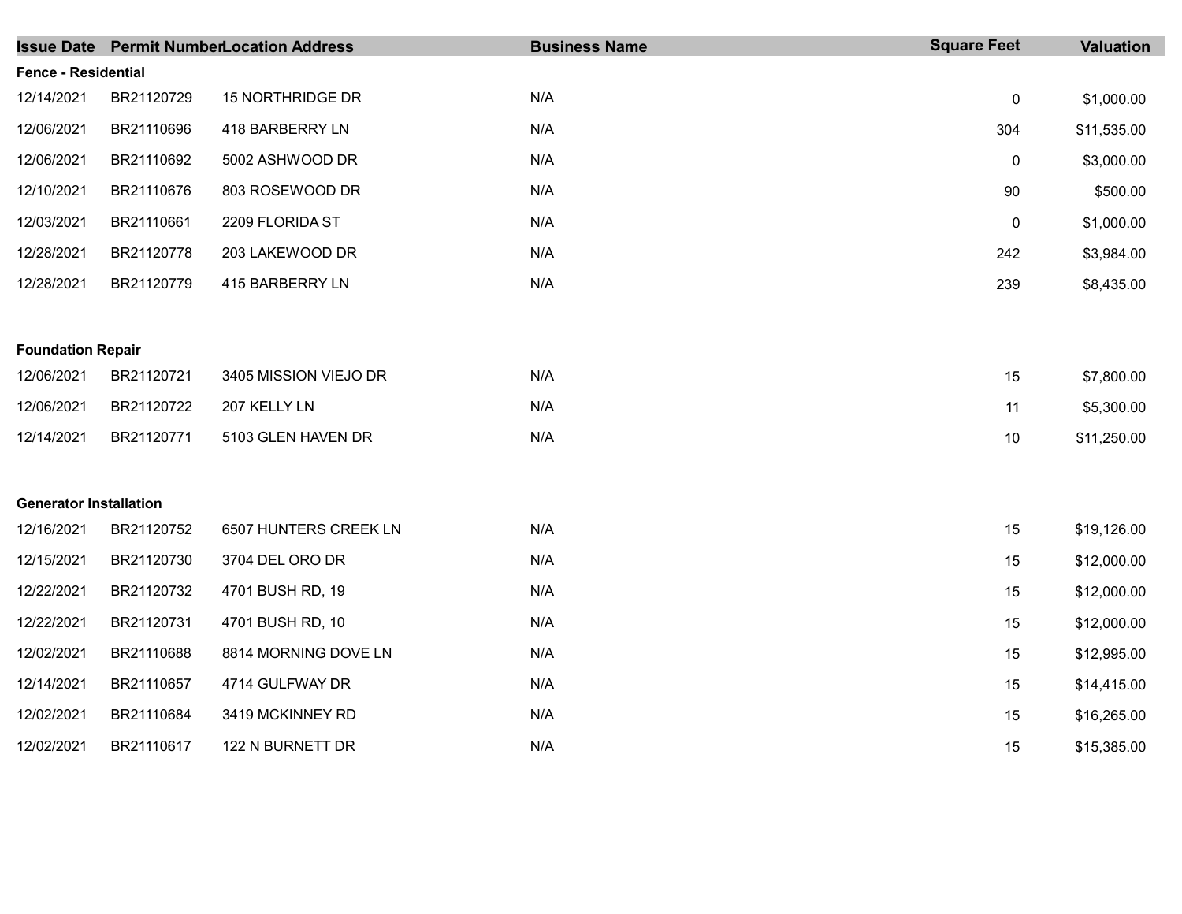| Issue Date | Permit Number | Location Address | Business Name | Square Feet | Valuation |
|---|---|---|---|---|---|
| **Fence - Residential** | | | | | |
| 12/14/2021 | BR21120729 | 15 NORTHRIDGE DR | N/A | 0 | $1,000.00 |
| 12/06/2021 | BR21110696 | 418 BARBERRY LN | N/A | 304 | $11,535.00 |
| 12/06/2021 | BR21110692 | 5002 ASHWOOD DR | N/A | 0 | $3,000.00 |
| 12/10/2021 | BR21110676 | 803 ROSEWOOD DR | N/A | 90 | $500.00 |
| 12/03/2021 | BR21110661 | 2209 FLORIDA ST | N/A | 0 | $1,000.00 |
| 12/28/2021 | BR21120778 | 203 LAKEWOOD DR | N/A | 242 | $3,984.00 |
| 12/28/2021 | BR21120779 | 415 BARBERRY LN | N/A | 239 | $8,435.00 |
| **Foundation Repair** | | | | | |
| 12/06/2021 | BR21120721 | 3405 MISSION VIEJO DR | N/A | 15 | $7,800.00 |
| 12/06/2021 | BR21120722 | 207 KELLY LN | N/A | 11 | $5,300.00 |
| 12/14/2021 | BR21120771 | 5103 GLEN HAVEN DR | N/A | 10 | $11,250.00 |
| **Generator Installation** | | | | | |
| 12/16/2021 | BR21120752 | 6507 HUNTERS CREEK LN | N/A | 15 | $19,126.00 |
| 12/15/2021 | BR21120730 | 3704 DEL ORO DR | N/A | 15 | $12,000.00 |
| 12/22/2021 | BR21120732 | 4701 BUSH RD, 19 | N/A | 15 | $12,000.00 |
| 12/22/2021 | BR21120731 | 4701 BUSH RD, 10 | N/A | 15 | $12,000.00 |
| 12/02/2021 | BR21110688 | 8814 MORNING DOVE LN | N/A | 15 | $12,995.00 |
| 12/14/2021 | BR21110657 | 4714 GULFWAY DR | N/A | 15 | $14,415.00 |
| 12/02/2021 | BR21110684 | 3419 MCKINNEY RD | N/A | 15 | $16,265.00 |
| 12/02/2021 | BR21110617 | 122 N BURNETT DR | N/A | 15 | $15,385.00 |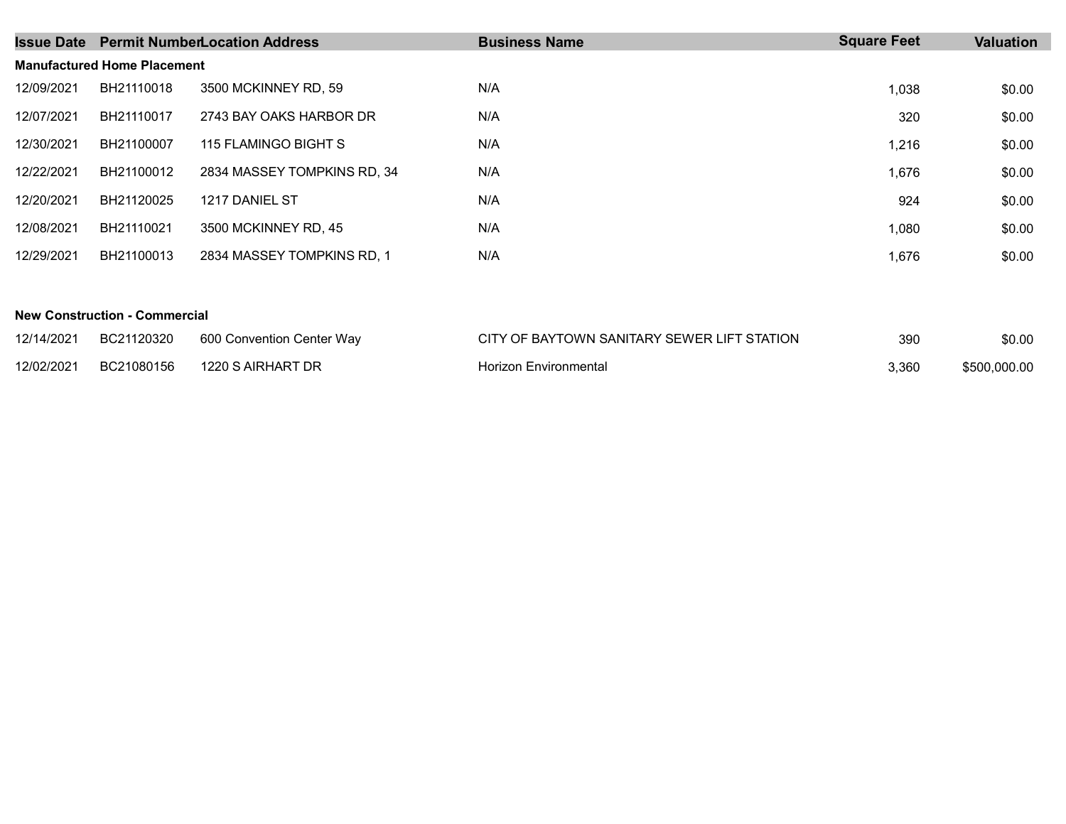| Issue Date | Permit Number | Location Address | Business Name | Square Feet | Valuation |
|---|---|---|---|---|---|
| **Manufactured Home Placement** | | | | | |
| 12/09/2021 | BH21110018 | 3500 MCKINNEY RD, 59 | N/A | 1,038 | $0.00 |
| 12/07/2021 | BH21110017 | 2743 BAY OAKS HARBOR DR | N/A | 320 | $0.00 |
| 12/30/2021 | BH21100007 | 115 FLAMINGO BIGHT S | N/A | 1,216 | $0.00 |
| 12/22/2021 | BH21100012 | 2834 MASSEY TOMPKINS RD, 34 | N/A | 1,676 | $0.00 |
| 12/20/2021 | BH21120025 | 1217 DANIEL ST | N/A | 924 | $0.00 |
| 12/08/2021 | BH21110021 | 3500 MCKINNEY RD, 45 | N/A | 1,080 | $0.00 |
| 12/29/2021 | BH21100013 | 2834 MASSEY TOMPKINS RD, 1 | N/A | 1,676 | $0.00 |
| **New Construction - Commercial** | | | | | |
| 12/14/2021 | BC21120320 | 600 Convention Center Way | CITY OF BAYTOWN SANITARY SEWER LIFT STATION | 390 | $0.00 |
| 12/02/2021 | BC21080156 | 1220 S AIRHART DR | Horizon Environmental | 3,360 | $500,000.00 |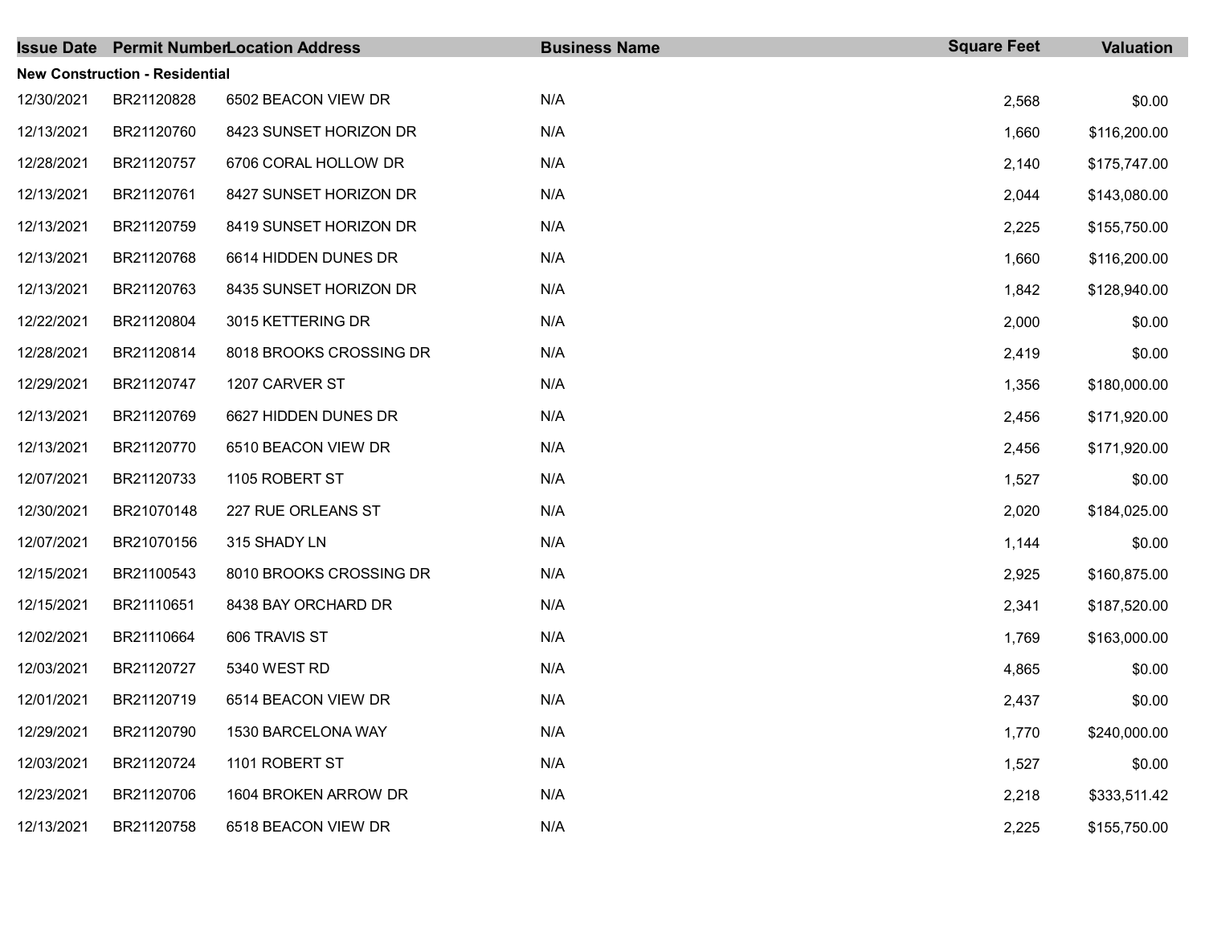| Issue Date | Permit Number | Location Address | Business Name | Square Feet | Valuation |
|---|---|---|---|---|---|
| **New Construction - Residential** | | | | | |
| 12/30/2021 | BR21120828 | 6502 BEACON VIEW DR | N/A | 2,568 | $0.00 |
| 12/13/2021 | BR21120760 | 8423 SUNSET HORIZON DR | N/A | 1,660 | $116,200.00 |
| 12/28/2021 | BR21120757 | 6706 CORAL HOLLOW DR | N/A | 2,140 | $175,747.00 |
| 12/13/2021 | BR21120761 | 8427 SUNSET HORIZON DR | N/A | 2,044 | $143,080.00 |
| 12/13/2021 | BR21120759 | 8419 SUNSET HORIZON DR | N/A | 2,225 | $155,750.00 |
| 12/13/2021 | BR21120768 | 6614 HIDDEN DUNES DR | N/A | 1,660 | $116,200.00 |
| 12/13/2021 | BR21120763 | 8435 SUNSET HORIZON DR | N/A | 1,842 | $128,940.00 |
| 12/22/2021 | BR21120804 | 3015 KETTERING DR | N/A | 2,000 | $0.00 |
| 12/28/2021 | BR21120814 | 8018 BROOKS CROSSING DR | N/A | 2,419 | $0.00 |
| 12/29/2021 | BR21120747 | 1207 CARVER ST | N/A | 1,356 | $180,000.00 |
| 12/13/2021 | BR21120769 | 6627 HIDDEN DUNES DR | N/A | 2,456 | $171,920.00 |
| 12/13/2021 | BR21120770 | 6510 BEACON VIEW DR | N/A | 2,456 | $171,920.00 |
| 12/07/2021 | BR21120733 | 1105 ROBERT ST | N/A | 1,527 | $0.00 |
| 12/30/2021 | BR21070148 | 227 RUE ORLEANS ST | N/A | 2,020 | $184,025.00 |
| 12/07/2021 | BR21070156 | 315 SHADY LN | N/A | 1,144 | $0.00 |
| 12/15/2021 | BR21100543 | 8010 BROOKS CROSSING DR | N/A | 2,925 | $160,875.00 |
| 12/15/2021 | BR21110651 | 8438 BAY ORCHARD DR | N/A | 2,341 | $187,520.00 |
| 12/02/2021 | BR21110664 | 606 TRAVIS ST | N/A | 1,769 | $163,000.00 |
| 12/03/2021 | BR21120727 | 5340 WEST RD | N/A | 4,865 | $0.00 |
| 12/01/2021 | BR21120719 | 6514 BEACON VIEW DR | N/A | 2,437 | $0.00 |
| 12/29/2021 | BR21120790 | 1530 BARCELONA WAY | N/A | 1,770 | $240,000.00 |
| 12/03/2021 | BR21120724 | 1101 ROBERT ST | N/A | 1,527 | $0.00 |
| 12/23/2021 | BR21120706 | 1604 BROKEN ARROW DR | N/A | 2,218 | $333,511.42 |
| 12/13/2021 | BR21120758 | 6518 BEACON VIEW DR | N/A | 2,225 | $155,750.00 |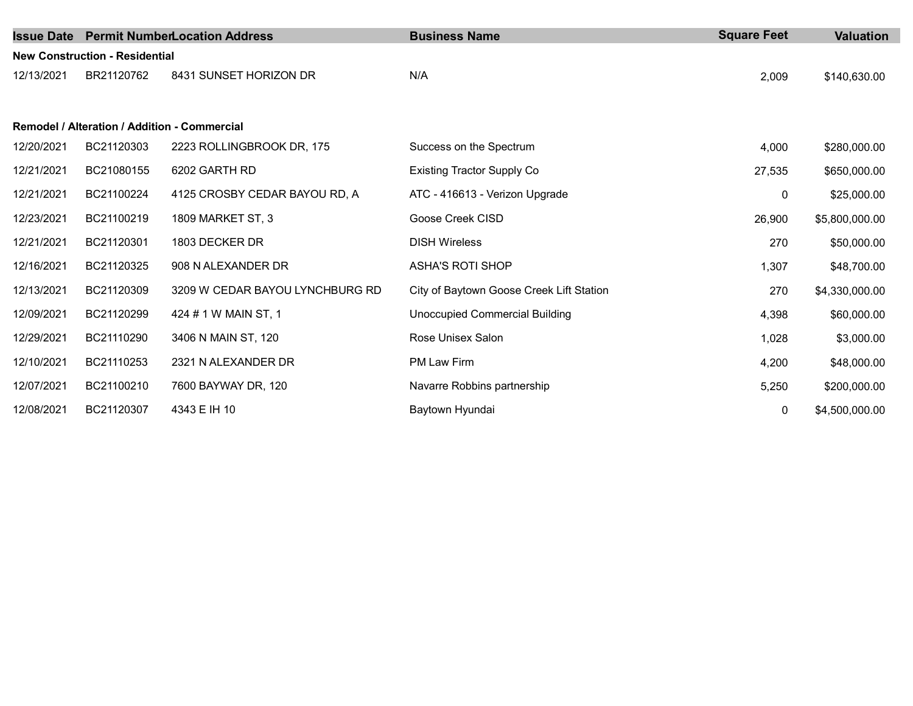| Issue Date | Permit Number | Location Address | Business Name | Square Feet | Valuation |
|---|---|---|---|---|---|
| **New Construction - Residential** | | | | | |
| 12/13/2021 | BR21120762 | 8431 SUNSET HORIZON DR | N/A | 2,009 | $140,630.00 |
| **Remodel / Alteration / Addition - Commercial** | | | | | |
| 12/20/2021 | BC21120303 | 2223 ROLLINGBROOK DR, 175 | Success on the Spectrum | 4,000 | $280,000.00 |
| 12/21/2021 | BC21080155 | 6202 GARTH RD | Existing Tractor Supply Co | 27,535 | $650,000.00 |
| 12/21/2021 | BC21100224 | 4125 CROSBY CEDAR BAYOU RD, A | ATC - 416613 - Verizon Upgrade | 0 | $25,000.00 |
| 12/23/2021 | BC21100219 | 1809 MARKET ST, 3 | Goose Creek CISD | 26,900 | $5,800,000.00 |
| 12/21/2021 | BC21120301 | 1803 DECKER DR | DISH Wireless | 270 | $50,000.00 |
| 12/16/2021 | BC21120325 | 908 N ALEXANDER DR | ASHA'S ROTI SHOP | 1,307 | $48,700.00 |
| 12/13/2021 | BC21120309 | 3209 W CEDAR BAYOU LYNCHBURG RD | City of Baytown Goose Creek Lift Station | 270 | $4,330,000.00 |
| 12/09/2021 | BC21120299 | 424 # 1 W MAIN ST, 1 | Unoccupied Commercial Building | 4,398 | $60,000.00 |
| 12/29/2021 | BC21110290 | 3406 N MAIN ST, 120 | Rose Unisex Salon | 1,028 | $3,000.00 |
| 12/10/2021 | BC21110253 | 2321 N ALEXANDER DR | PM Law Firm | 4,200 | $48,000.00 |
| 12/07/2021 | BC21100210 | 7600 BAYWAY DR, 120 | Navarre Robbins partnership | 5,250 | $200,000.00 |
| 12/08/2021 | BC21120307 | 4343 E IH 10 | Baytown Hyundai | 0 | $4,500,000.00 |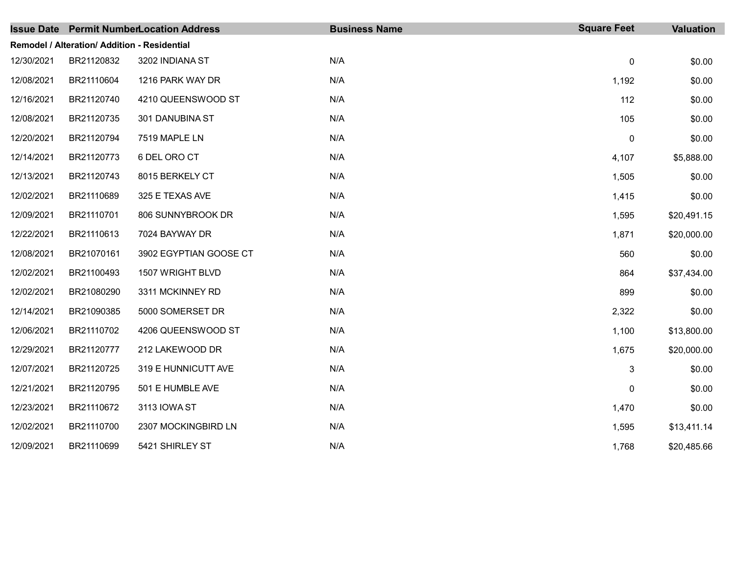| Issue Date | Permit Number | Location Address | Business Name | Square Feet | Valuation |
|---|---|---|---|---|---|
| **Remodel / Alteration/ Addition - Residential** | | | | | |
| 12/30/2021 | BR21120832 | 3202 INDIANA ST | N/A | 0 | $0.00 |
| 12/08/2021 | BR21110604 | 1216 PARK WAY DR | N/A | 1,192 | $0.00 |
| 12/16/2021 | BR21120740 | 4210 QUEENSWOOD ST | N/A | 112 | $0.00 |
| 12/08/2021 | BR21120735 | 301 DANUBINA ST | N/A | 105 | $0.00 |
| 12/20/2021 | BR21120794 | 7519 MAPLE LN | N/A | 0 | $0.00 |
| 12/14/2021 | BR21120773 | 6 DEL ORO CT | N/A | 4,107 | $5,888.00 |
| 12/13/2021 | BR21120743 | 8015 BERKELY CT | N/A | 1,505 | $0.00 |
| 12/02/2021 | BR21110689 | 325 E TEXAS AVE | N/A | 1,415 | $0.00 |
| 12/09/2021 | BR21110701 | 806 SUNNYBROOK DR | N/A | 1,595 | $20,491.15 |
| 12/22/2021 | BR21110613 | 7024 BAYWAY DR | N/A | 1,871 | $20,000.00 |
| 12/08/2021 | BR21070161 | 3902 EGYPTIAN GOOSE CT | N/A | 560 | $0.00 |
| 12/02/2021 | BR21100493 | 1507 WRIGHT BLVD | N/A | 864 | $37,434.00 |
| 12/02/2021 | BR21080290 | 3311 MCKINNEY RD | N/A | 899 | $0.00 |
| 12/14/2021 | BR21090385 | 5000 SOMERSET DR | N/A | 2,322 | $0.00 |
| 12/06/2021 | BR21110702 | 4206 QUEENSWOOD ST | N/A | 1,100 | $13,800.00 |
| 12/29/2021 | BR21120777 | 212 LAKEWOOD DR | N/A | 1,675 | $20,000.00 |
| 12/07/2021 | BR21120725 | 319 E HUNNICUTT AVE | N/A | 3 | $0.00 |
| 12/21/2021 | BR21120795 | 501 E HUMBLE AVE | N/A | 0 | $0.00 |
| 12/23/2021 | BR21110672 | 3113 IOWA ST | N/A | 1,470 | $0.00 |
| 12/02/2021 | BR21110700 | 2307 MOCKINGBIRD LN | N/A | 1,595 | $13,411.14 |
| 12/09/2021 | BR21110699 | 5421 SHIRLEY ST | N/A | 1,768 | $20,485.66 |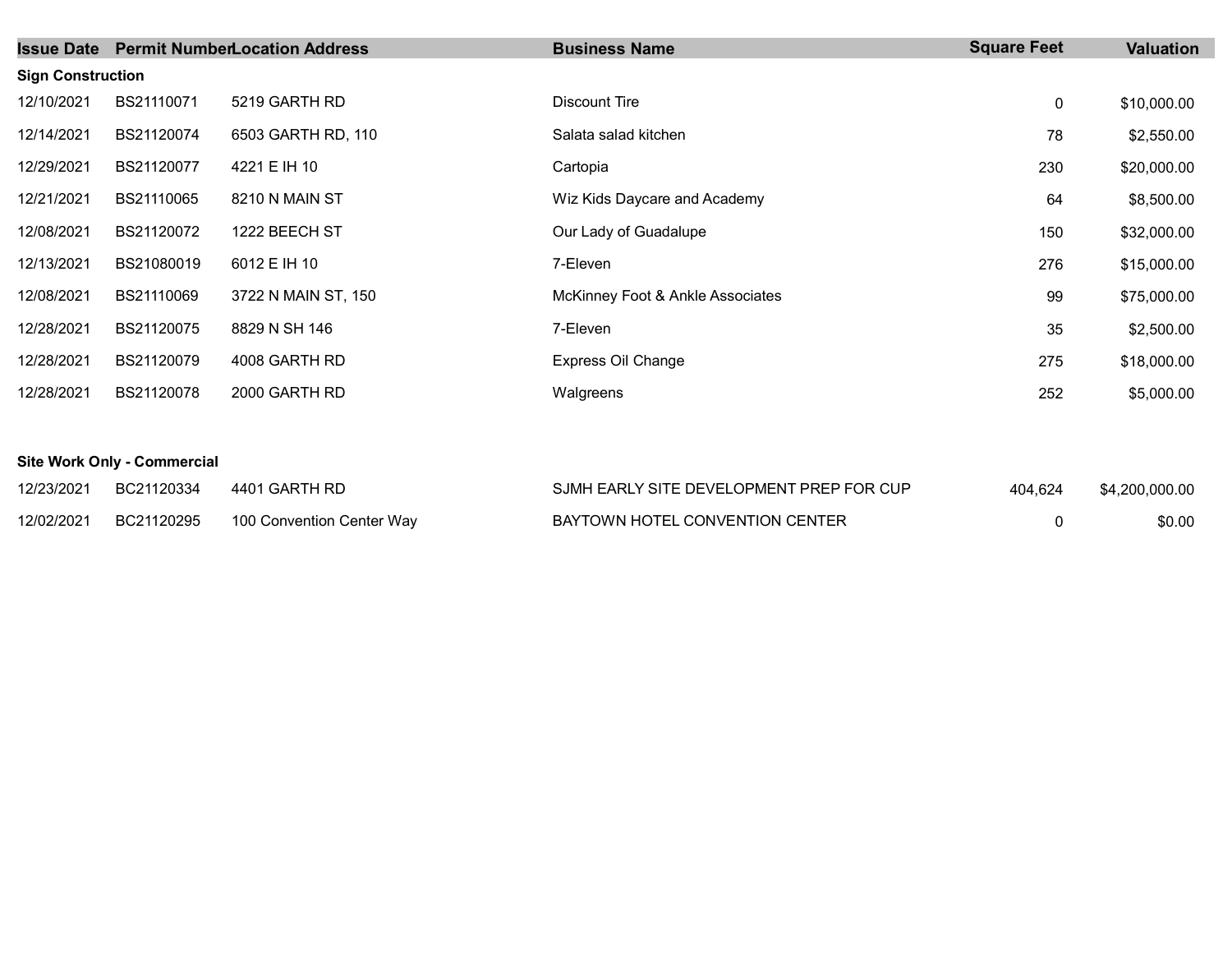| Issue Date | Permit Number | Location Address | Business Name | Square Feet | Valuation |
|---|---|---|---|---|---|
| **Sign Construction** | | | | | |
| 12/10/2021 | BS21110071 | 5219 GARTH RD | Discount Tire | 0 | $10,000.00 |
| 12/14/2021 | BS21120074 | 6503 GARTH RD, 110 | Salata salad kitchen | 78 | $2,550.00 |
| 12/29/2021 | BS21120077 | 4221 E IH 10 | Cartopia | 230 | $20,000.00 |
| 12/21/2021 | BS21110065 | 8210 N MAIN ST | Wiz Kids Daycare and Academy | 64 | $8,500.00 |
| 12/08/2021 | BS21120072 | 1222 BEECH ST | Our Lady of Guadalupe | 150 | $32,000.00 |
| 12/13/2021 | BS21080019 | 6012 E IH 10 | 7-Eleven | 276 | $15,000.00 |
| 12/08/2021 | BS21110069 | 3722 N MAIN ST, 150 | McKinney Foot & Ankle Associates | 99 | $75,000.00 |
| 12/28/2021 | BS21120075 | 8829 N SH 146 | 7-Eleven | 35 | $2,500.00 |
| 12/28/2021 | BS21120079 | 4008 GARTH RD | Express Oil Change | 275 | $18,000.00 |
| 12/28/2021 | BS21120078 | 2000 GARTH RD | Walgreens | 252 | $5,000.00 |
| **Site Work Only - Commercial** | | | | | |
| 12/23/2021 | BC21120334 | 4401 GARTH RD | SJMH EARLY SITE DEVELOPMENT PREP FOR CUP | 404,624 | $4,200,000.00 |
| 12/02/2021 | BC21120295 | 100 Convention Center Way | BAYTOWN HOTEL CONVENTION CENTER | 0 | $0.00 |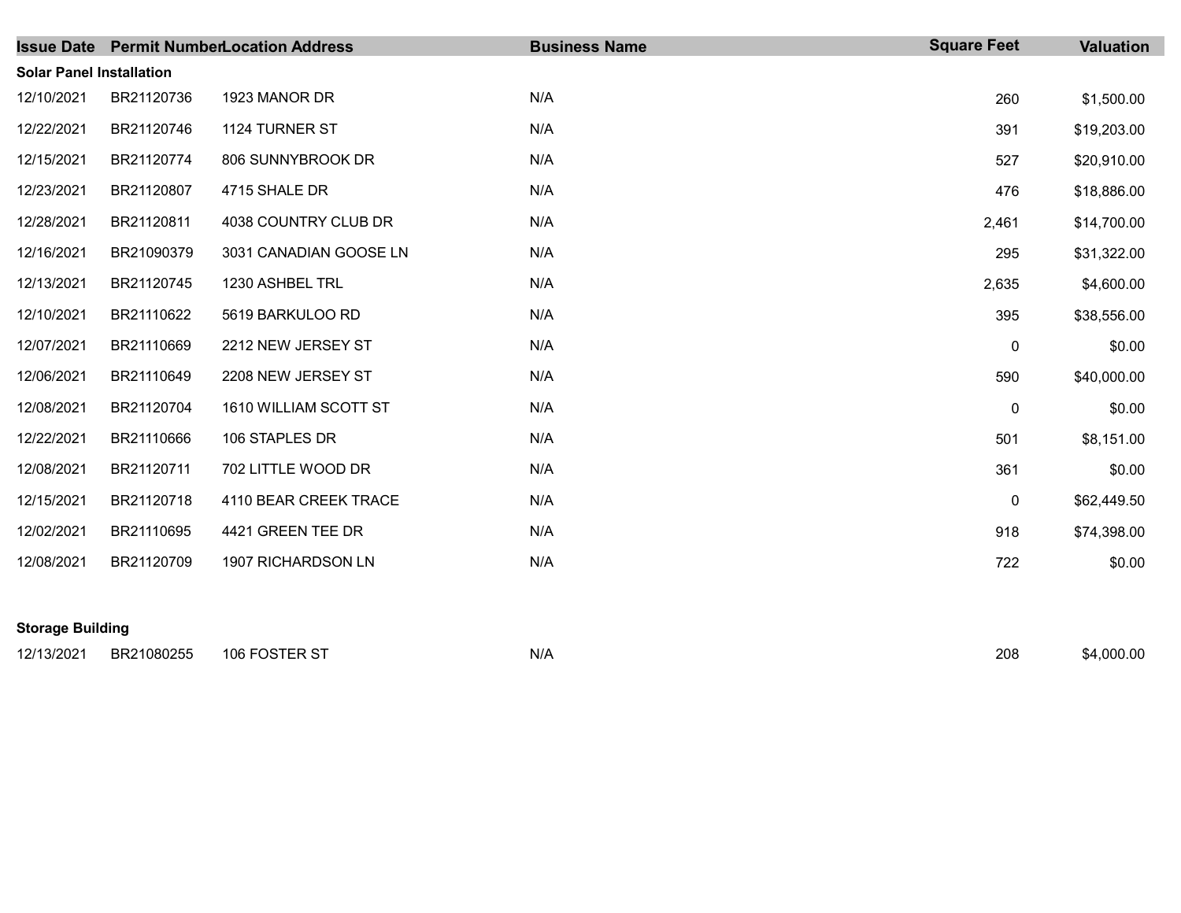| Issue Date | Permit Number | Location Address | Business Name | Square Feet | Valuation |
|---|---|---|---|---|---|
| **Solar Panel Installation** | | | | | |
| 12/10/2021 | BR21120736 | 1923 MANOR DR | N/A | 260 | $1,500.00 |
| 12/22/2021 | BR21120746 | 1124 TURNER ST | N/A | 391 | $19,203.00 |
| 12/15/2021 | BR21120774 | 806 SUNNYBROOK DR | N/A | 527 | $20,910.00 |
| 12/23/2021 | BR21120807 | 4715 SHALE DR | N/A | 476 | $18,886.00 |
| 12/28/2021 | BR21120811 | 4038 COUNTRY CLUB DR | N/A | 2,461 | $14,700.00 |
| 12/16/2021 | BR21090379 | 3031 CANADIAN GOOSE LN | N/A | 295 | $31,322.00 |
| 12/13/2021 | BR21120745 | 1230 ASHBEL TRL | N/A | 2,635 | $4,600.00 |
| 12/10/2021 | BR21110622 | 5619 BARKULOO RD | N/A | 395 | $38,556.00 |
| 12/07/2021 | BR21110669 | 2212 NEW JERSEY ST | N/A | 0 | $0.00 |
| 12/06/2021 | BR21110649 | 2208 NEW JERSEY ST | N/A | 590 | $40,000.00 |
| 12/08/2021 | BR21120704 | 1610 WILLIAM SCOTT ST | N/A | 0 | $0.00 |
| 12/22/2021 | BR21110666 | 106 STAPLES DR | N/A | 501 | $8,151.00 |
| 12/08/2021 | BR21120711 | 702 LITTLE WOOD DR | N/A | 361 | $0.00 |
| 12/15/2021 | BR21120718 | 4110 BEAR CREEK TRACE | N/A | 0 | $62,449.50 |
| 12/02/2021 | BR21110695 | 4421 GREEN TEE DR | N/A | 918 | $74,398.00 |
| 12/08/2021 | BR21120709 | 1907 RICHARDSON LN | N/A | 722 | $0.00 |
| **Storage Building** | | | | | |
| 12/13/2021 | BR21080255 | 106 FOSTER ST | N/A | 208 | $4,000.00 |